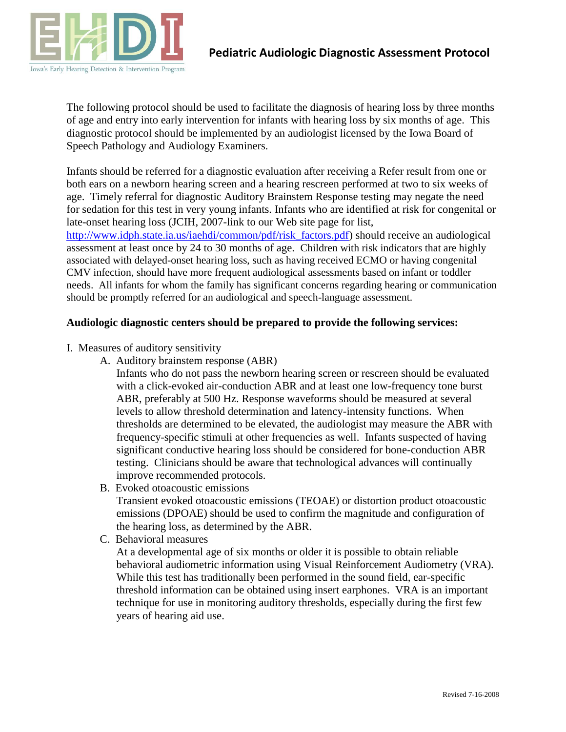EHDI

Iowa's Early Hearing Detection & Intervention Program

# Pediatric Audiologic Diagnostic Assessment Protocol

The following protocol should be used to facilitate the diagnosis of hearing loss by three months of age and entry into early intervention for infants with hearing loss by six months of age. This diagnostic protocol should be implemented by an audiologist licensed by the Iowa Board of Speech Pathology and Audiology Examiners.

Infants should be referred for a diagnostic evaluation after receiving a Refer result from one or both ears on a newborn hearing screen and a hearing rescreen performed at two to six weeks of age. Timely referral for diagnostic Auditory Brainstem Response testing may negate the need for sedation for this test in very young infants. Infants who are identified at risk for congenital or late-onset hearing loss (JCIH, 2007-link to our Web site page for list, http://www.idph.state.ia.us/iaehdi/common/pdf/risk_factors.pdf) should receive an audiological assessment at least once by 24 to 30 months of age. Children with risk indicators that are highly associated with delayed-onset hearing loss, such as having received ECMO or having congenital CMV infection, should have more frequent audiological assessments based on infant or toddler needs. All infants for whom the family has significant concerns regarding hearing or communication should be promptly referred for an audiological and speech-language assessment.

**Audiologic diagnostic centers should be prepared to provide the following services:**

I. Measures of auditory sensitivity

A. Auditory brainstem response (ABR)

Infants who do not pass the newborn hearing screen or rescreen should be evaluated with a click-evoked air-conduction ABR and at least one low-frequency tone burst ABR, preferably at 500 Hz. Response waveforms should be measured at several levels to allow threshold determination and latency-intensity functions. When thresholds are determined to be elevated, the audiologist may measure the ABR with frequency-specific stimuli at other frequencies as well. Infants suspected of having significant conductive hearing loss should be considered for bone-conduction ABR testing. Clinicians should be aware that technological advances will continually improve recommended protocols.

B. Evoked otoacoustic emissions

Transient evoked otoacoustic emissions (TEOAE) or distortion product otoacoustic emissions (DPOAE) should be used to confirm the magnitude and configuration of the hearing loss, as determined by the ABR.

C. Behavioral measures

At a developmental age of six months or older it is possible to obtain reliable behavioral audiometric information using Visual Reinforcement Audiometry (VRA). While this test has traditionally been performed in the sound field, ear-specific threshold information can be obtained using insert earphones. VRA is an important technique for use in monitoring auditory thresholds, especially during the first few years of hearing aid use.

Revised 7-16-2008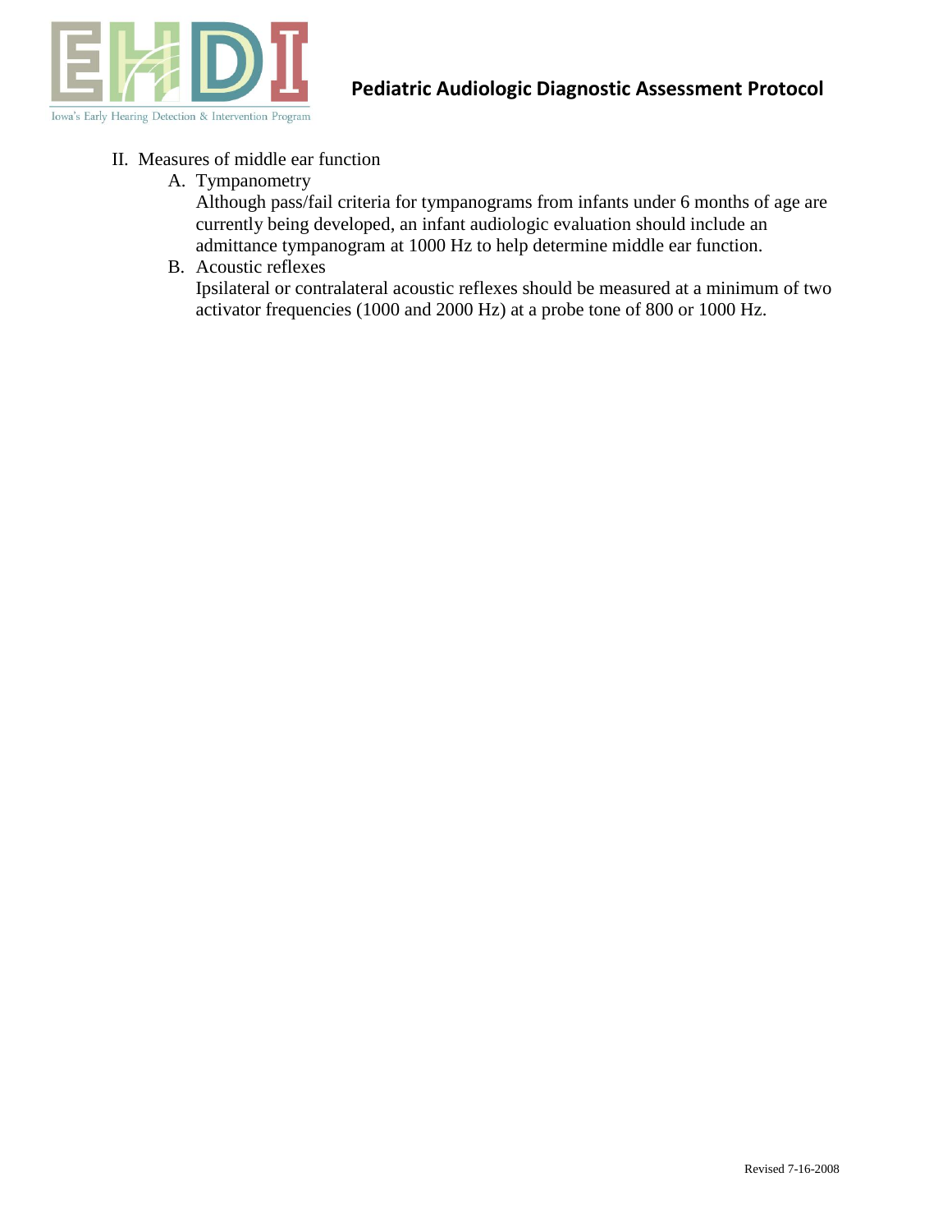II. Measures of middle ear function

A. Tympanometry

Although pass/fail criteria for tympanograms from infants under 6 months of age are currently being developed, an infant audiologic evaluation should include an admittance tympanogram at 1000 Hz to help determine middle ear function.

B. Acoustic reflexes

Ipsilateral or contralateral acoustic reflexes should be measured at a minimum of two activator frequencies (1000 and 2000 Hz) at a probe tone of 800 or 1000 Hz.